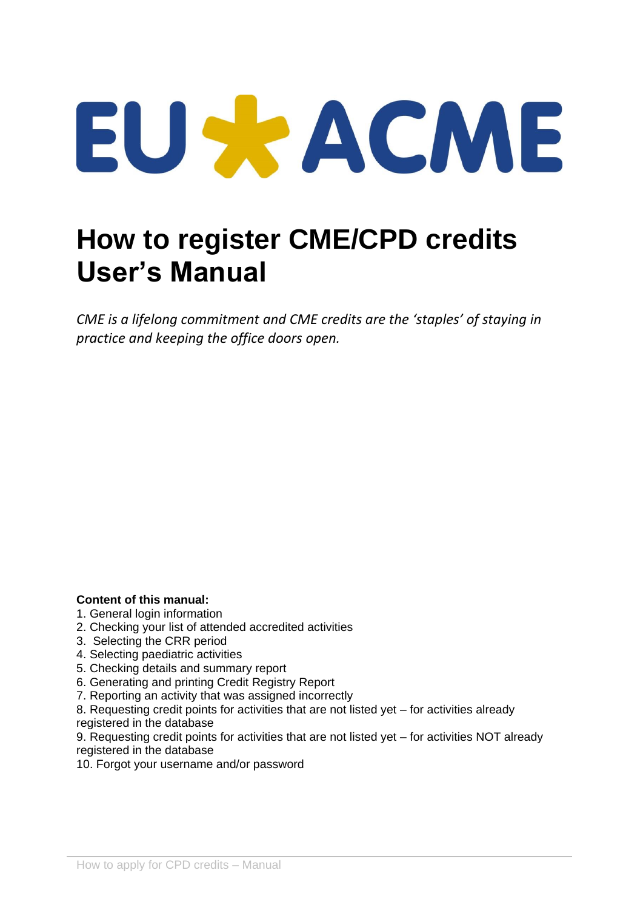EU ACME

# How to register CME/CPD credits User's Manual

*CME is a lifelong commitment and CME credits are the 'staples' of staying in practice and keeping the office doors open.*

**Content of this manual:**

1. General login information
2. Checking your list of attended accredited activities
3. Selecting the CRR period
4. Selecting paediatric activities
5. Checking details and summary report
6. Generating and printing Credit Registry Report
7. Reporting an activity that was assigned incorrectly
8. Requesting credit points for activities that are not listed yet – for activities already registered in the database
9. Requesting credit points for activities that are not listed yet – for activities NOT already registered in the database
10. Forgot your username and/or password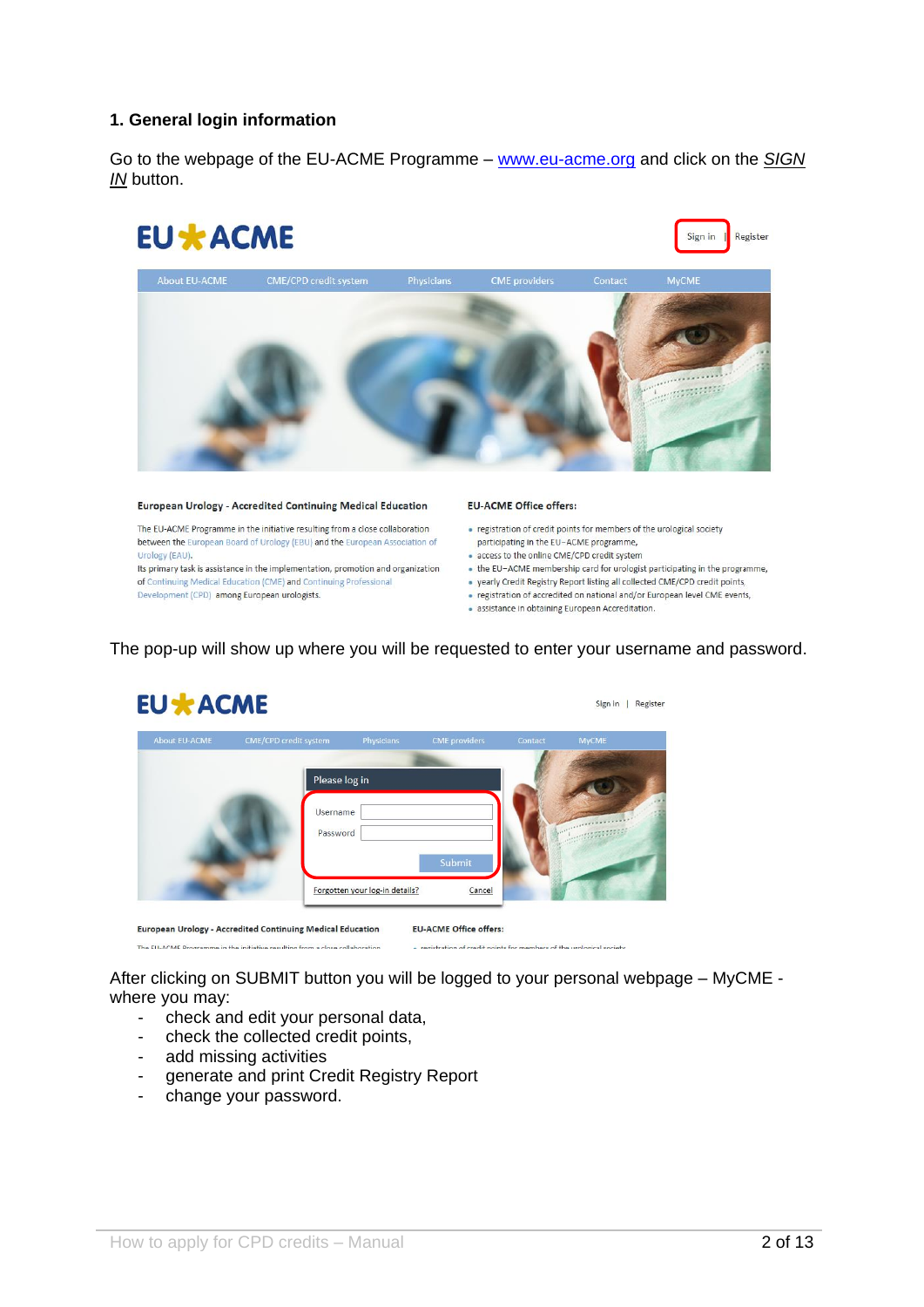## 1. General login information

Go to the webpage of the EU-ACME Programme – [www.eu-acme.org](http://www.eu-acme.org) and click on the ***SIGN IN*** button.

The pop-up will show up where you will be requested to enter your username and password.

After clicking on SUBMIT button you will be logged to your personal webpage – MyCME - where you may:

- check and edit your personal data,
- check the collected credit points,
- add missing activities
- generate and print Credit Registry Report
- change your password.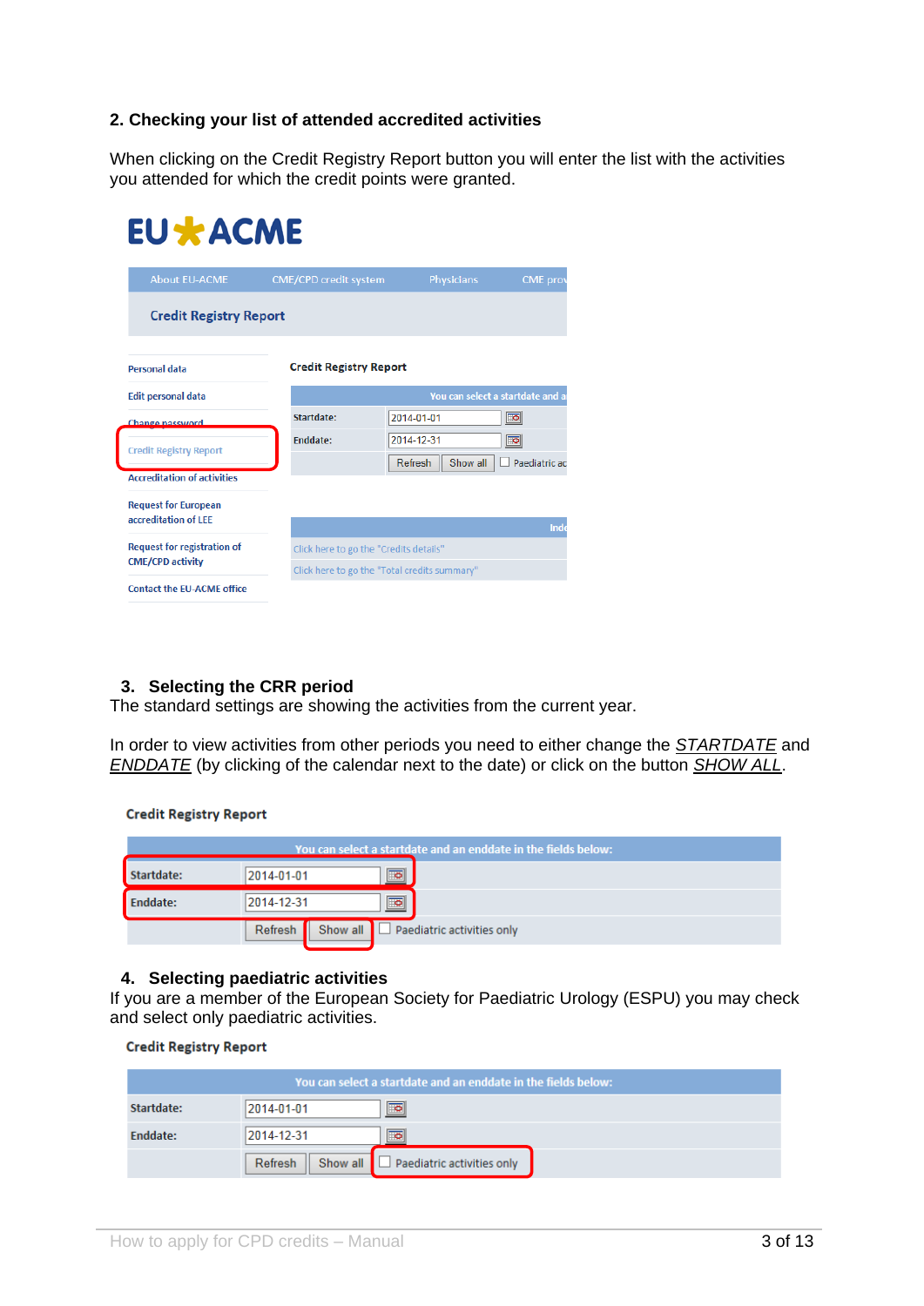## 2. Checking your list of attended accredited activities

When clicking on the Credit Registry Report button you will enter the list with the activities you attended for which the credit points were granted.

## 3. Selecting the CRR period

The standard settings are showing the activities from the current year.

In order to view activities from other periods you need to either change the *STARTDATE* and *ENDDATE* (by clicking of the calendar next to the date) or click on the button *SHOW ALL*.

## 4. Selecting paediatric activities

If you are a member of the European Society for Paediatric Urology (ESPU) you may check and select only paediatric activities.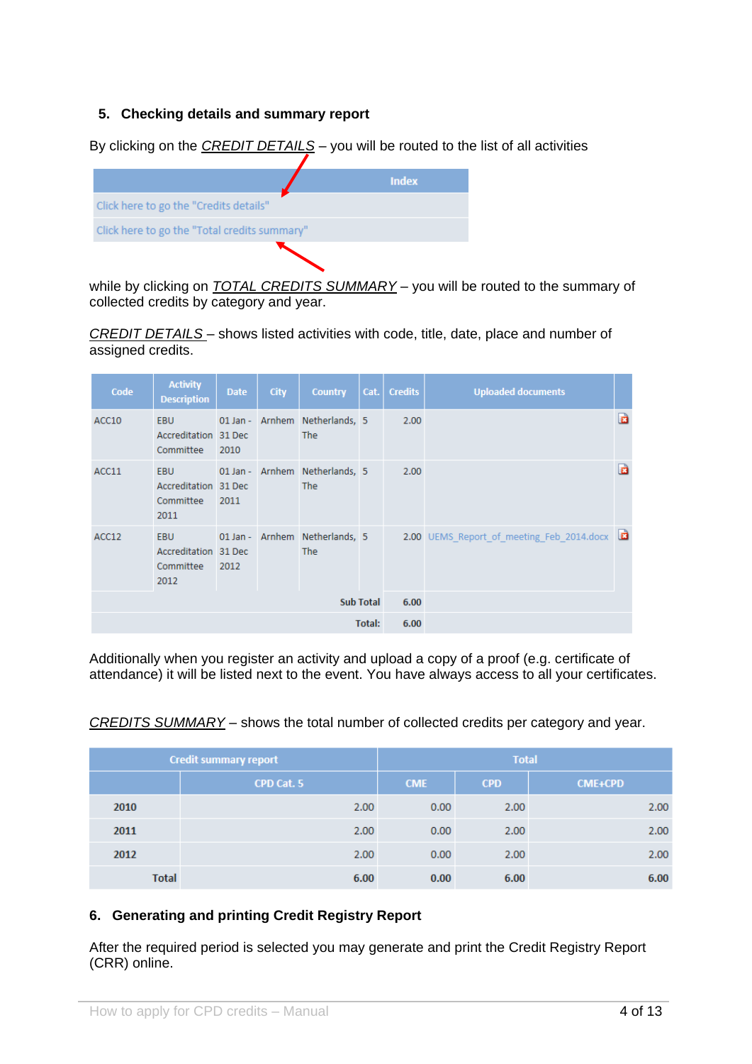## 5. Checking details and summary report

By clicking on the *CREDIT DETAILS* – you will be routed to the list of all activities

| Index |
| --- |
| Click here to go the "Credits details" |
| Click here to go the "Total credits summary" |

while by clicking on *TOTAL CREDITS SUMMARY* – you will be routed to the summary of collected credits by category and year.

*CREDIT DETAILS* – shows listed activities with code, title, date, place and number of assigned credits.

| Code | Activity Description | Date | City | Country | Cat. | Credits | Uploaded documents | |
| --- | --- | --- | --- | --- | --- | --- | --- | --- |
| ACC10 | EBU Accreditation Committee 2010 | 01 Jan - 31 Dec 2010 | Arnhem | Netherlands, The | 5 | 2.00 | | |
| ACC11 | EBU Accreditation Committee 2011 | 01 Jan - 31 Dec 2011 | Arnhem | Netherlands, The | 5 | 2.00 | | |
| ACC12 | EBU Accreditation Committee 2012 | 01 Jan - 31 Dec 2012 | Arnhem | Netherlands, The | 5 | 2.00 | UEMS_Report_of_meeting_Feb_2014.docx | |
| | | | | | Sub Total | 6.00 | | |
| | | | | | Total: | 6.00 | | |

Additionally when you register an activity and upload a copy of a proof (e.g. certificate of attendance) it will be listed next to the event. You have always access to all your certificates.

*CREDITS SUMMARY* – shows the total number of collected credits per category and year.

| Credit summary report | | Total | | |
| --- | --- | --- | --- | --- |
| | CPD Cat. 5 | CME | CPD | CME+CPD |
| **2010** | 2.00 | 0.00 | 2.00 | 2.00 |
| **2011** | 2.00 | 0.00 | 2.00 | 2.00 |
| **2012** | 2.00 | 0.00 | 2.00 | 2.00 |
| **Total** | **6.00** | **0.00** | **6.00** | **6.00** |

## 6. Generating and printing Credit Registry Report

After the required period is selected you may generate and print the Credit Registry Report (CRR) online.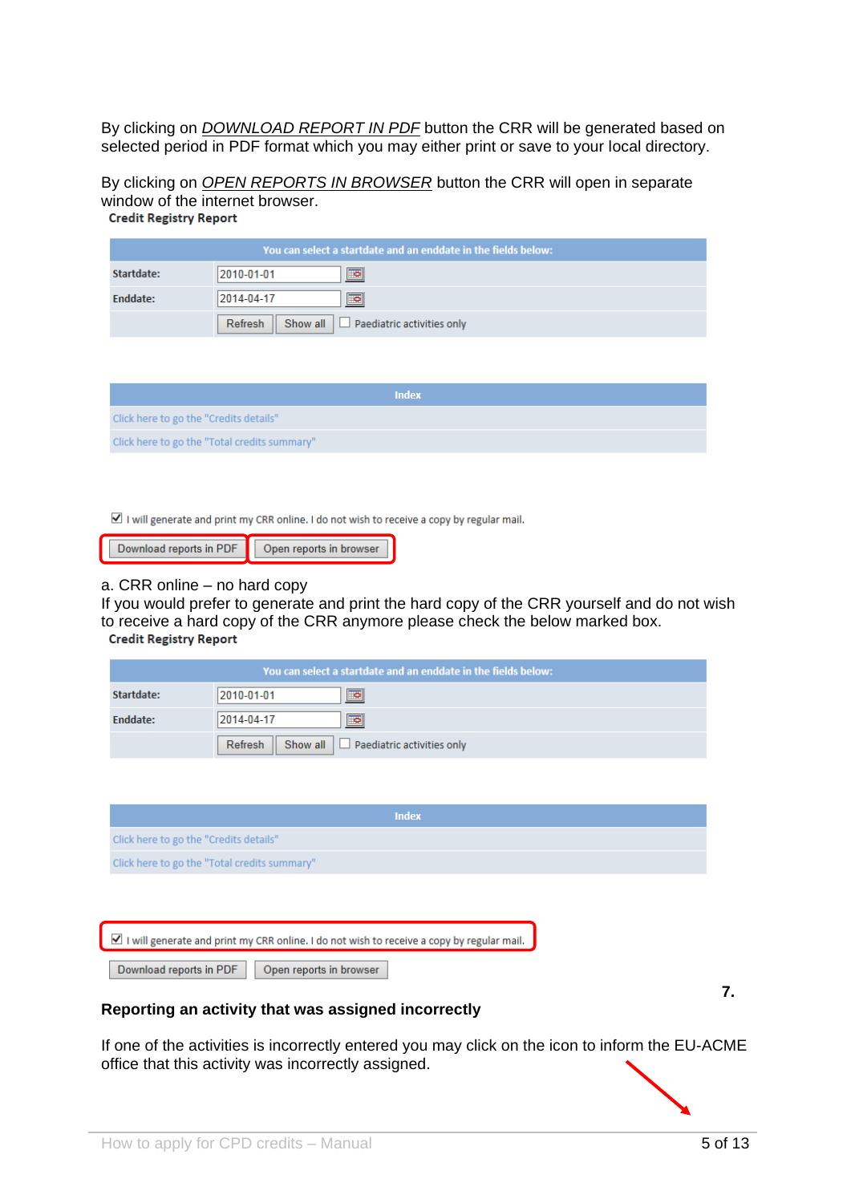By clicking on *DOWNLOAD REPORT IN PDF* button the CRR will be generated based on selected period in PDF format which you may either print or save to your local directory.

By clicking on *OPEN REPORTS IN BROWSER* button the CRR will open in separate window of the internet browser.

**Credit Registry Report**

| You can select a startdate and an enddate in the fields below: | |
|---|---|
| Startdate: | 2010-01-01 |
| Enddate: | 2014-04-17 |
| | Refresh · Show all · ☐ Paediatric activities only |

| Index |
|---|
| Click here to go the "Credits details" |
| Click here to go the "Total credits summary" |

☑ I will generate and print my CRR online. I do not wish to receive a copy by regular mail.

Download reports in PDF · Open reports in browser

a. CRR online – no hard copy

If you would prefer to generate and print the hard copy of the CRR yourself and do not wish to receive a hard copy of the CRR anymore please check the below marked box.

**Credit Registry Report**

| You can select a startdate and an enddate in the fields below: | |
|---|---|
| Startdate: | 2010-01-01 |
| Enddate: | 2014-04-17 |
| | Refresh · Show all · ☐ Paediatric activities only |

| Index |
|---|
| Click here to go the "Credits details" |
| Click here to go the "Total credits summary" |

☑ I will generate and print my CRR online. I do not wish to receive a copy by regular mail.

Download reports in PDF · Open reports in browser

## 7. Reporting an activity that was assigned incorrectly

If one of the activities is incorrectly entered you may click on the icon to inform the EU-ACME office that this activity was incorrectly assigned.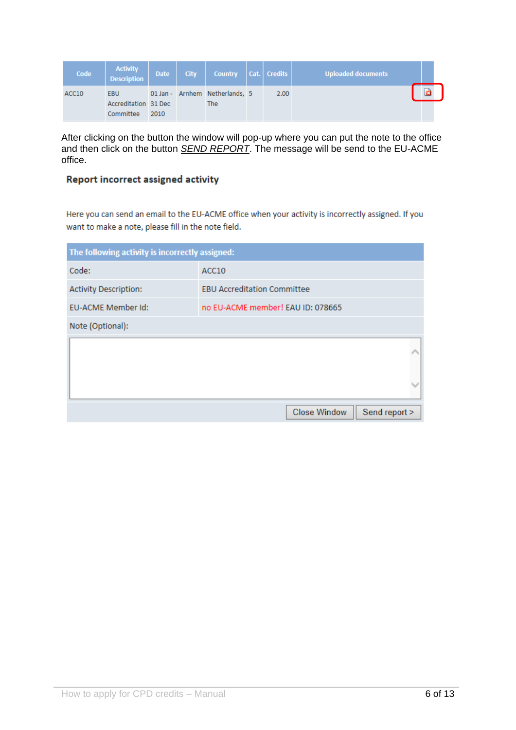| Code | Activity Description | Date | City | Country | Cat. | Credits | Uploaded documents | |
|---|---|---|---|---|---|---|---|---|
| ACC10 | EBU Accreditation Committee | 01 Jan - 31 Dec 2010 | Arnhem | Netherlands, The | 5 | 2.00 | | |

After clicking on the button the window will pop-up where you can put the note to the office and then click on the button *SEND REPORT*. The message will be send to the EU-ACME office.

**Report incorrect assigned activity**

Here you can send an email to the EU-ACME office when your activity is incorrectly assigned. If you want to make a note, please fill in the note field.

| The following activity is incorrectly assigned: | |
|---|---|
| Code: | ACC10 |
| Activity Description: | EBU Accreditation Committee |
| EU-ACME Member Id: | no EU-ACME member! EAU ID: 078665 |
| Note (Optional): | |

Close Window | Send report >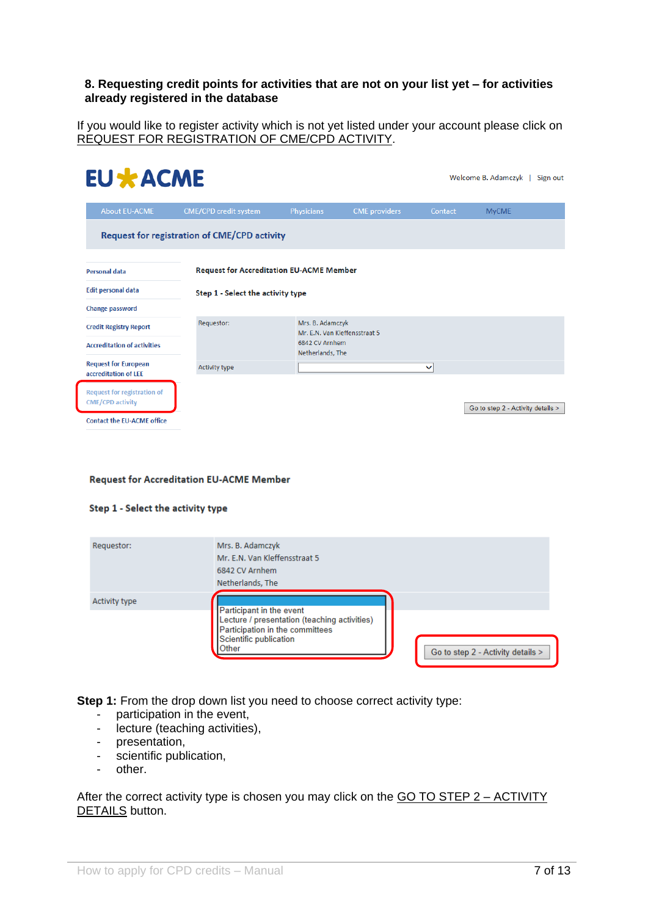### 8. Requesting credit points for activities that are not on your list yet – for activities already registered in the database

If you would like to register activity which is not yet listed under your account please click on REQUEST FOR REGISTRATION OF CME/CPD ACTIVITY.

EU ACME

Welcome B. Adamczyk | Sign out

About EU-ACME | CME/CPD credit system | Physicians | CME providers | Contact | MyCME

**Request for registration of CME/CPD activity**

- Personal data
- Edit personal data
- Change password
- Credit Registry Report
- Accreditation of activities
- Request for European accreditation of LEE
- Request for registration of CME/CPD activity
- Contact the EU-ACME office

**Request for Accreditation EU-ACME Member**

**Step 1 - Select the activity type**

| Requestor: | Mrs. B. Adamczyk<br>Mr. E.N. Van Kleffensstraat 5<br>6842 CV Arnhem<br>Netherlands, The |
|---|---|
| Activity type | |

Go to step 2 - Activity details >

**Request for Accreditation EU-ACME Member**

**Step 1 - Select the activity type**

| Requestor: | Mrs. B. Adamczyk<br>Mr. E.N. Van Kleffensstraat 5<br>6842 CV Arnhem<br>Netherlands, The |
|---|---|
| Activity type | Participant in the event<br>Lecture / presentation (teaching activities)<br>Participation in the committees<br>Scientific publication<br>Other |

Go to step 2 - Activity details >

**Step 1:** From the drop down list you need to choose correct activity type:

- participation in the event,
- lecture (teaching activities),
- presentation,
- scientific publication,
- other.

After the correct activity type is chosen you may click on the GO TO STEP 2 – ACTIVITY DETAILS button.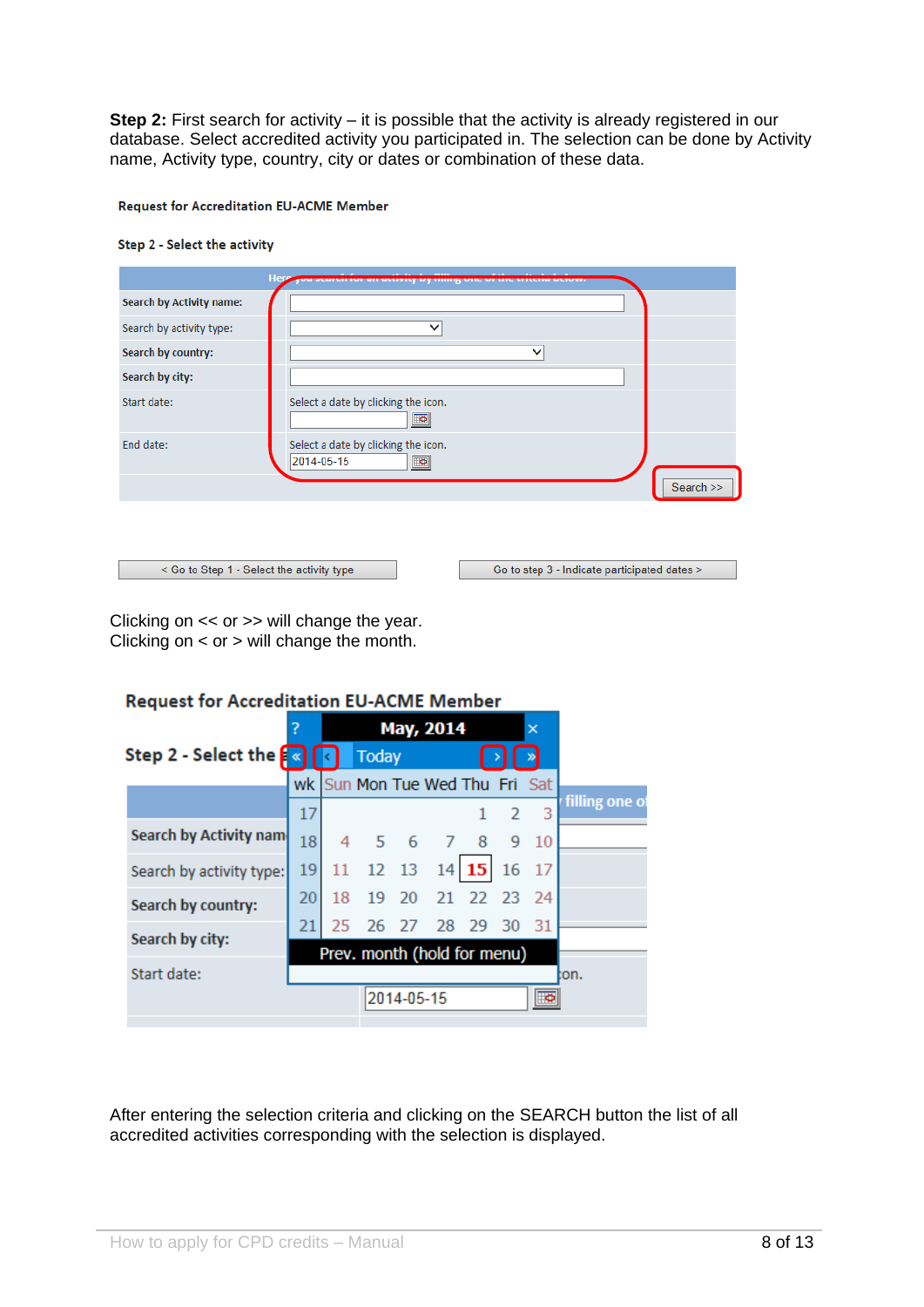**Step 2:** First search for activity – it is possible that the activity is already registered in our database. Select accredited activity you participated in. The selection can be done by Activity name, Activity type, country, city or dates or combination of these data.

Request for Accreditation EU-ACME Member

Step 2 - Select the activity

| Here you search for an activity by filling one of the criteria below. | |
|---|---|
| Search by Activity name: | |
| Search by activity type: | |
| Search by country: | |
| Search by city: | |
| Start date: | Select a date by clicking the icon. |
| End date: | Select a date by clicking the icon. 2014-05-15 |

Search >>

< Go to Step 1 - Select the activity type

Go to step 3 - Indicate participated dates >

Clicking on << or >> will change the year.
Clicking on < or > will change the month.

Request for Accreditation EU-ACME Member

Step 2 - Select the

May, 2014

| wk | Sun | Mon | Tue | Wed | Thu | Fri | Sat |
|---|---|---|---|---|---|---|---|
| 17 | | | | | 1 | 2 | 3 |
| 18 | 4 | 5 | 6 | 7 | 8 | 9 | 10 |
| 19 | 11 | 12 | 13 | 14 | 15 | 16 | 17 |
| 20 | 18 | 19 | 20 | 21 | 22 | 23 | 24 |
| 21 | 25 | 26 | 27 | 28 | 29 | 30 | 31 |

Prev. month (hold for menu)

Search by Activity name

Search by activity type:

Search by country:

Search by city:

Start date:

2014-05-15

After entering the selection criteria and clicking on the SEARCH button the list of all accredited activities corresponding with the selection is displayed.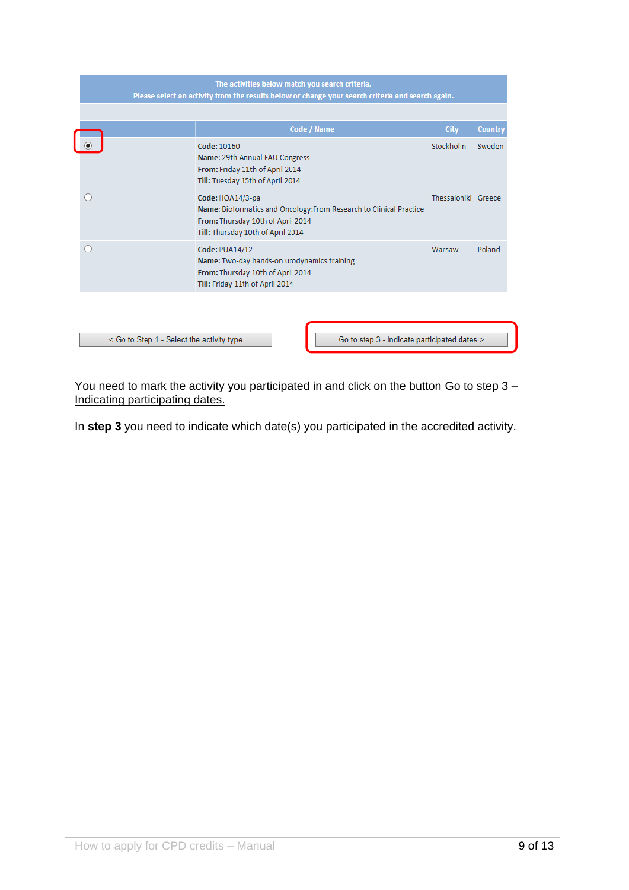The activities below match you search criteria.
Please select an activity from the results below or change your search criteria and search again.

| | Code / Name | City | Country |
|---|---|---|---|
| (●) | **Code:** 10160<br>**Name:** 29th Annual EAU Congress<br>**From:** Friday 11th of April 2014<br>**Till:** Tuesday 15th of April 2014 | Stockholm | Sweden |
| ( ) | **Code:** HOA14/3-pa<br>**Name:** Bioformatics and Oncology:From Research to Clinical Practice<br>**From:** Thursday 10th of April 2014<br>**Till:** Thursday 10th of April 2014 | Thessaloniki | Greece |
| ( ) | **Code:** PUA14/12<br>**Name:** Two-day hands-on urodynamics training<br>**From:** Thursday 10th of April 2014<br>**Till:** Friday 11th of April 2014 | Warsaw | Poland |

< Go to Step 1 - Select the activity type

Go to step 3 - Indicate participated dates >

You need to mark the activity you participated in and click on the button Go to step 3 – Indicating participating dates.

In **step 3** you need to indicate which date(s) you participated in the accredited activity.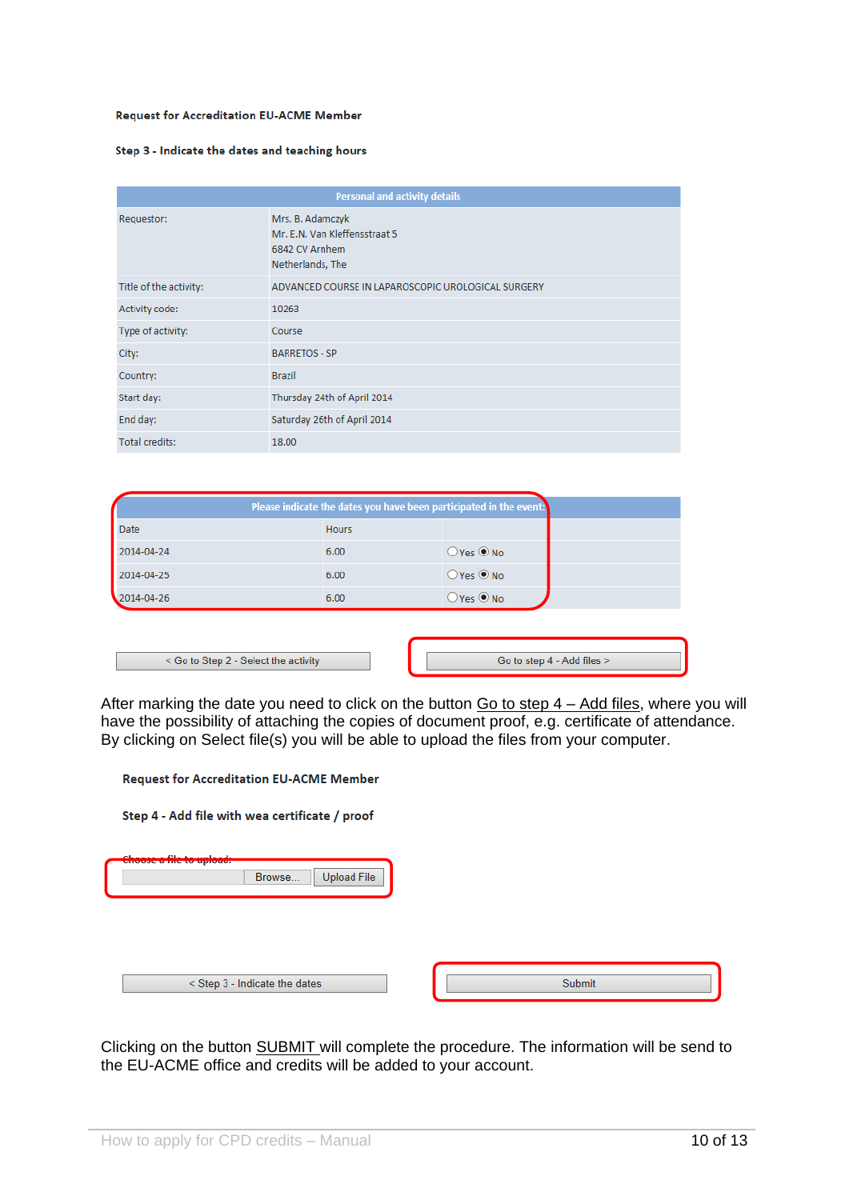**Request for Accreditation EU-ACME Member**

**Step 3 - Indicate the dates and teaching hours**

| Personal and activity details | |
|---|---|
| Requestor: | Mrs. B. Adamczyk<br>Mr. E.N. Van Kleffensstraat 5<br>6842 CV Arnhem<br>Netherlands, The |
| Title of the activity: | ADVANCED COURSE IN LAPAROSCOPIC UROLOGICAL SURGERY |
| Activity code: | 10263 |
| Type of activity: | Course |
| City: | BARRETOS - SP |
| Country: | Brazil |
| Start day: | Thursday 24th of April 2014 |
| End day: | Saturday 26th of April 2014 |
| Total credits: | 18.00 |

Please indicate the dates you have been participated in the event:

| Date | Hours | |
|---|---|---|
| 2014-04-24 | 6.00 | ○ Yes ◉ No |
| 2014-04-25 | 6.00 | ○ Yes ◉ No |
| 2014-04-26 | 6.00 | ○ Yes ◉ No |

< Go to Step 2 - Select the activity | Go to step 4 - Add files >

After marking the date you need to click on the button Go to step 4 – Add files, where you will have the possibility of attaching the copies of document proof, e.g. certificate of attendance. By clicking on Select file(s) you will be able to upload the files from your computer.

**Request for Accreditation EU-ACME Member**

**Step 4 - Add file with wea certificate / proof**

Choose a file to upload:

Browse... | Upload File

< Step 3 - Indicate the dates | Submit

Clicking on the button SUBMIT will complete the procedure. The information will be send to the EU-ACME office and credits will be added to your account.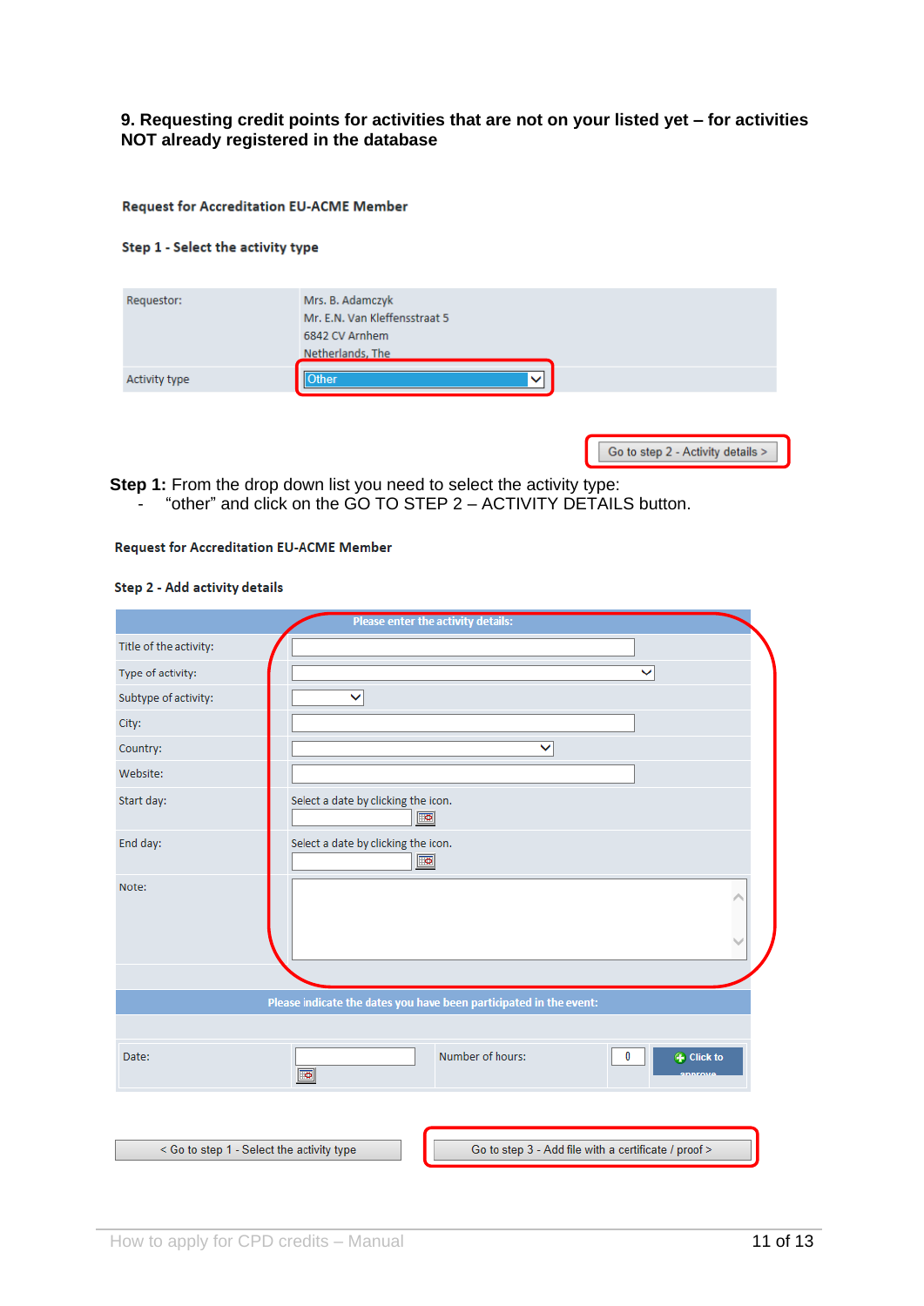### 9. Requesting credit points for activities that are not on your listed yet – for activities NOT already registered in the database

**Request for Accreditation EU-ACME Member**

**Step 1 - Select the activity type**

| | |
|---|---|
| Requestor: | Mrs. B. Adamczyk<br>Mr. E.N. Van Kleffensstraat 5<br>6842 CV Arnhem<br>Netherlands, The |
| Activity type | Other |

Go to step 2 - Activity details >

**Step 1:** From the drop down list you need to select the activity type:

- "other" and click on the GO TO STEP 2 – ACTIVITY DETAILS button.

**Request for Accreditation EU-ACME Member**

**Step 2 - Add activity details**

| Please enter the activity details: | |
|---|---|
| Title of the activity: | |
| Type of activity: | |
| Subtype of activity: | |
| City: | |
| Country: | |
| Website: | |
| Start day: | Select a date by clicking the icon. |
| End day: | Select a date by clicking the icon. |
| Note: | |

**Please indicate the dates you have been participated in the event:**

| Date: | | Number of hours: | 0 | Click to approve |
|---|---|---|---|---|

< Go to step 1 - Select the activity type

Go to step 3 - Add file with a certificate / proof >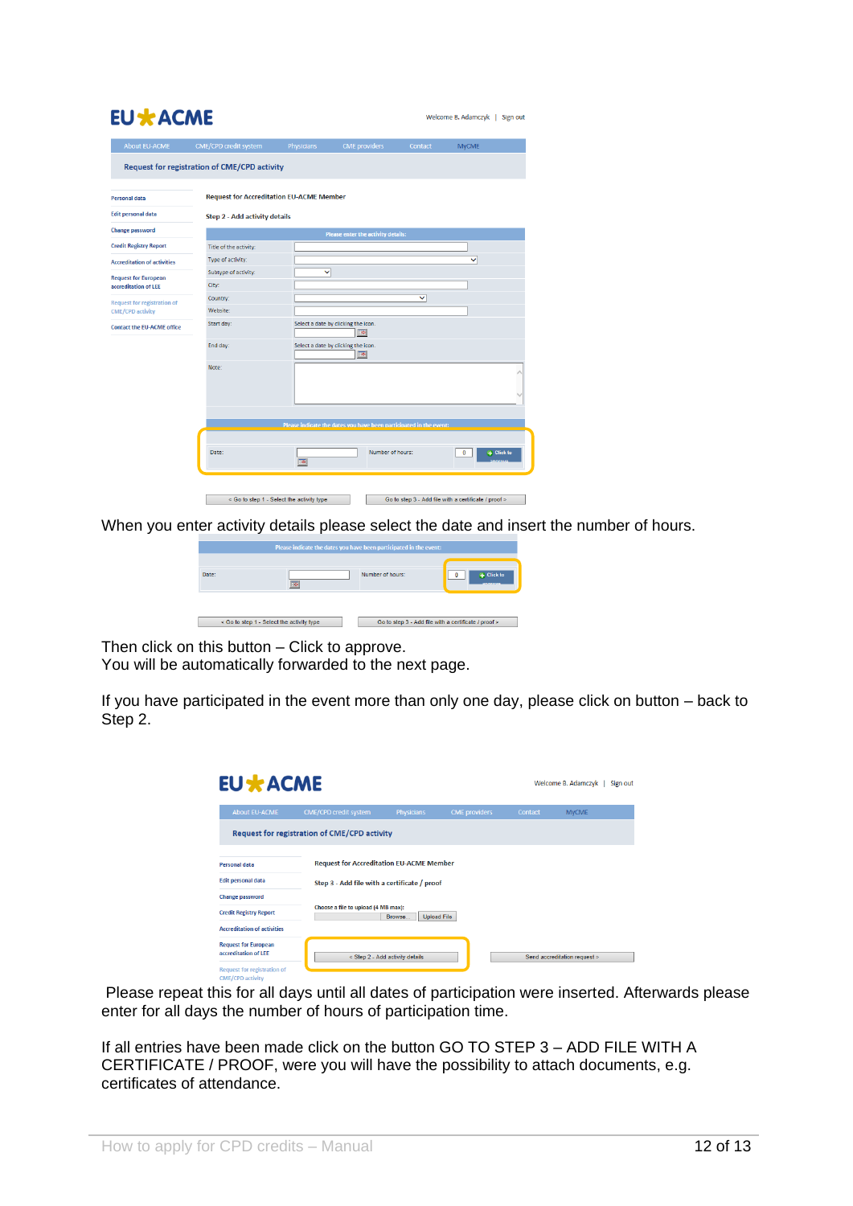When you enter activity details please select the date and insert the number of hours.

Then click on this button – Click to approve.
You will be automatically forwarded to the next page.

If you have participated in the event more than only one day, please click on button – back to Step 2.

Please repeat this for all days until all dates of participation were inserted. Afterwards please enter for all days the number of hours of participation time.

If all entries have been made click on the button GO TO STEP 3 – ADD FILE WITH A CERTIFICATE / PROOF, were you will have the possibility to attach documents, e.g. certificates of attendance.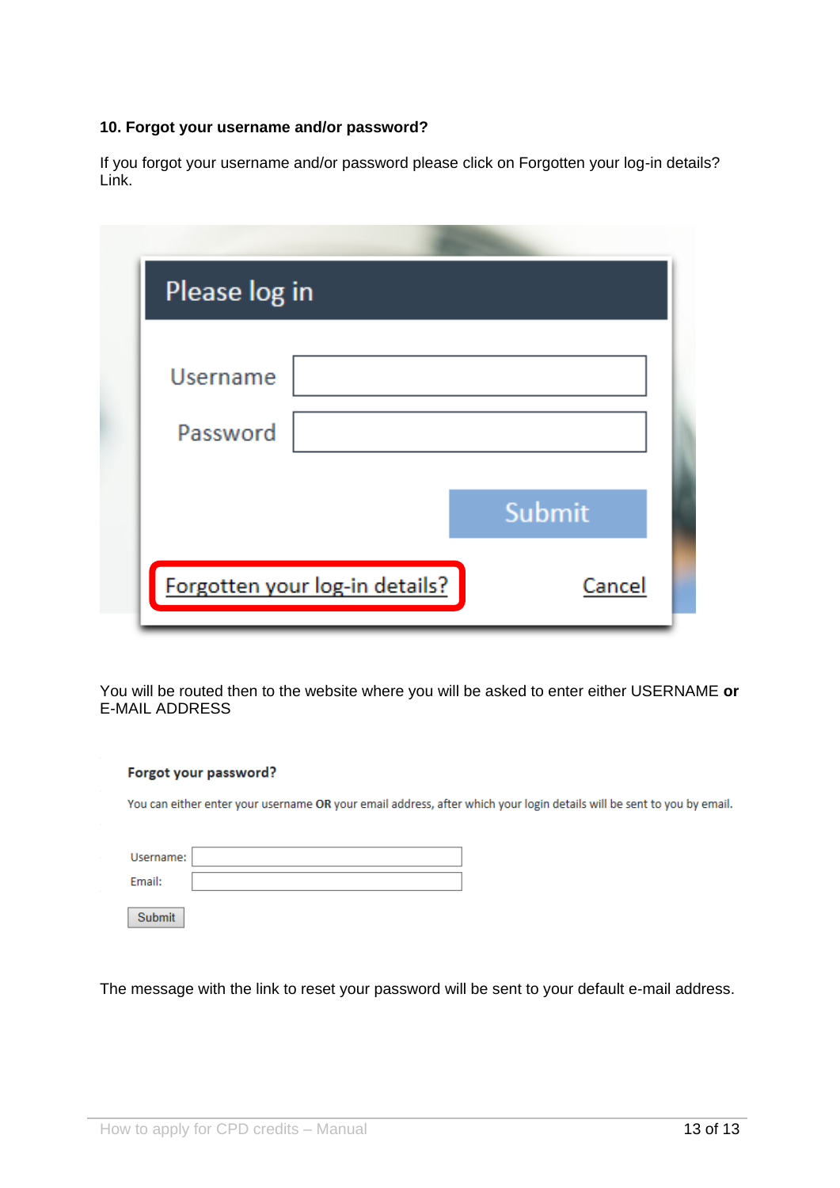**10. Forgot your username and/or password?**

If you forgot your username and/or password please click on Forgotten your log-in details? Link.

Please log in

Username

Password

Submit

Forgotten your log-in details?

Cancel

You will be routed then to the website where you will be asked to enter either USERNAME **or** E-MAIL ADDRESS

**Forgot your password?**

You can either enter your username **OR** your email address, after which your login details will be sent to you by email.

Username:

Email:

Submit

The message with the link to reset your password will be sent to your default e-mail address.